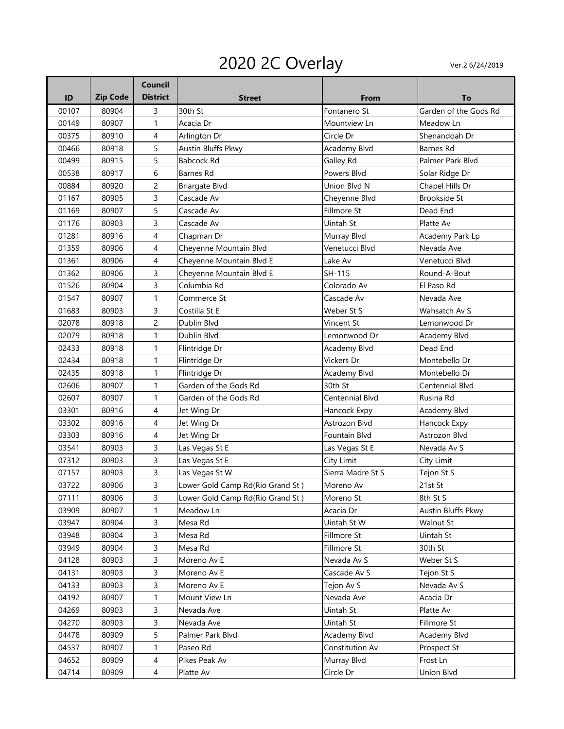# 2020 2C Overlay

Ver.2 6/24/2019

| ID | Zip Code | Council District | Street | From | To |
|---|---|---|---|---|---|
| 00107 | 80904 | 3 | 30th St | Fontanero St | Garden of the Gods Rd |
| 00149 | 80907 | 1 | Acacia Dr | Mountview Ln | Meadow Ln |
| 00375 | 80910 | 4 | Arlington Dr | Circle Dr | Shenandoah Dr |
| 00466 | 80918 | 5 | Austin Bluffs Pkwy | Academy Blvd | Barnes Rd |
| 00499 | 80915 | 5 | Babcock Rd | Galley Rd | Palmer Park Blvd |
| 00538 | 80917 | 6 | Barnes Rd | Powers Blvd | Solar Ridge Dr |
| 00884 | 80920 | 2 | Briargate Blvd | Union Blvd N | Chapel Hills Dr |
| 01167 | 80905 | 3 | Cascade Av | Cheyenne Blvd | Brookside St |
| 01169 | 80907 | 5 | Cascade Av | Fillmore St | Dead End |
| 01176 | 80903 | 3 | Cascade Av | Uintah St | Platte Av |
| 01281 | 80916 | 4 | Chapman Dr | Murray Blvd | Academy Park Lp |
| 01359 | 80906 | 4 | Cheyenne Mountain Blvd | Venetucci Blvd | Nevada Ave |
| 01361 | 80906 | 4 | Cheyenne Mountain Blvd E | Lake Av | Venetucci Blvd |
| 01362 | 80906 | 3 | Cheyenne Mountain Blvd E | SH-115 | Round-A-Bout |
| 01526 | 80904 | 3 | Columbia Rd | Colorado Av | El Paso Rd |
| 01547 | 80907 | 1 | Commerce St | Cascade Av | Nevada Ave |
| 01683 | 80903 | 3 | Costilla St E | Weber St S | Wahsatch Av S |
| 02078 | 80918 | 2 | Dublin Blvd | Vincent St | Lemonwood Dr |
| 02079 | 80918 | 1 | Dublin Blvd | Lemonwood Dr | Academy Blvd |
| 02433 | 80918 | 1 | Flintridge Dr | Academy Blvd | Dead End |
| 02434 | 80918 | 1 | Flintridge Dr | Vickers Dr | Montebello Dr |
| 02435 | 80918 | 1 | Flintridge Dr | Academy Blvd | Montebello Dr |
| 02606 | 80907 | 1 | Garden of the Gods Rd | 30th St | Centennial Blvd |
| 02607 | 80907 | 1 | Garden of the Gods Rd | Centennial Blvd | Rusina Rd |
| 03301 | 80916 | 4 | Jet Wing Dr | Hancock Expy | Academy Blvd |
| 03302 | 80916 | 4 | Jet Wing Dr | Astrozon Blvd | Hancock Expy |
| 03303 | 80916 | 4 | Jet Wing Dr | Fountain Blvd | Astrozon Blvd |
| 03541 | 80903 | 3 | Las Vegas St E | Las Vegas St E | Nevada Av S |
| 07312 | 80903 | 3 | Las Vegas St E | City Limit | City Limit |
| 07157 | 80903 | 3 | Las Vegas St W | Sierra Madre St S | Tejon St S |
| 03722 | 80906 | 3 | Lower Gold Camp Rd(Rio Grand St ) | Moreno Av | 21st St |
| 07111 | 80906 | 3 | Lower Gold Camp Rd(Rio Grand St ) | Moreno St | 8th St S |
| 03909 | 80907 | 1 | Meadow Ln | Acacia Dr | Austin Bluffs Pkwy |
| 03947 | 80904 | 3 | Mesa Rd | Uintah St W | Walnut St |
| 03948 | 80904 | 3 | Mesa Rd | Fillmore St | Uintah St |
| 03949 | 80904 | 3 | Mesa Rd | Fillmore St | 30th St |
| 04128 | 80903 | 3 | Moreno Av E | Nevada Av S | Weber St S |
| 04131 | 80903 | 3 | Moreno Av E | Cascade Av S | Tejon St S |
| 04133 | 80903 | 3 | Moreno Av E | Tejon Av S | Nevada Av S |
| 04192 | 80907 | 1 | Mount View Ln | Nevada Ave | Acacia Dr |
| 04269 | 80903 | 3 | Nevada Ave | Uintah St | Platte Av |
| 04270 | 80903 | 3 | Nevada Ave | Uintah St | Fillmore St |
| 04478 | 80909 | 5 | Palmer Park Blvd | Academy Blvd | Academy Blvd |
| 04537 | 80907 | 1 | Paseo Rd | Constitution Av | Prospect St |
| 04652 | 80909 | 4 | Pikes Peak Av | Murray Blvd | Frost Ln |
| 04714 | 80909 | 4 | Platte Av | Circle Dr | Union Blvd |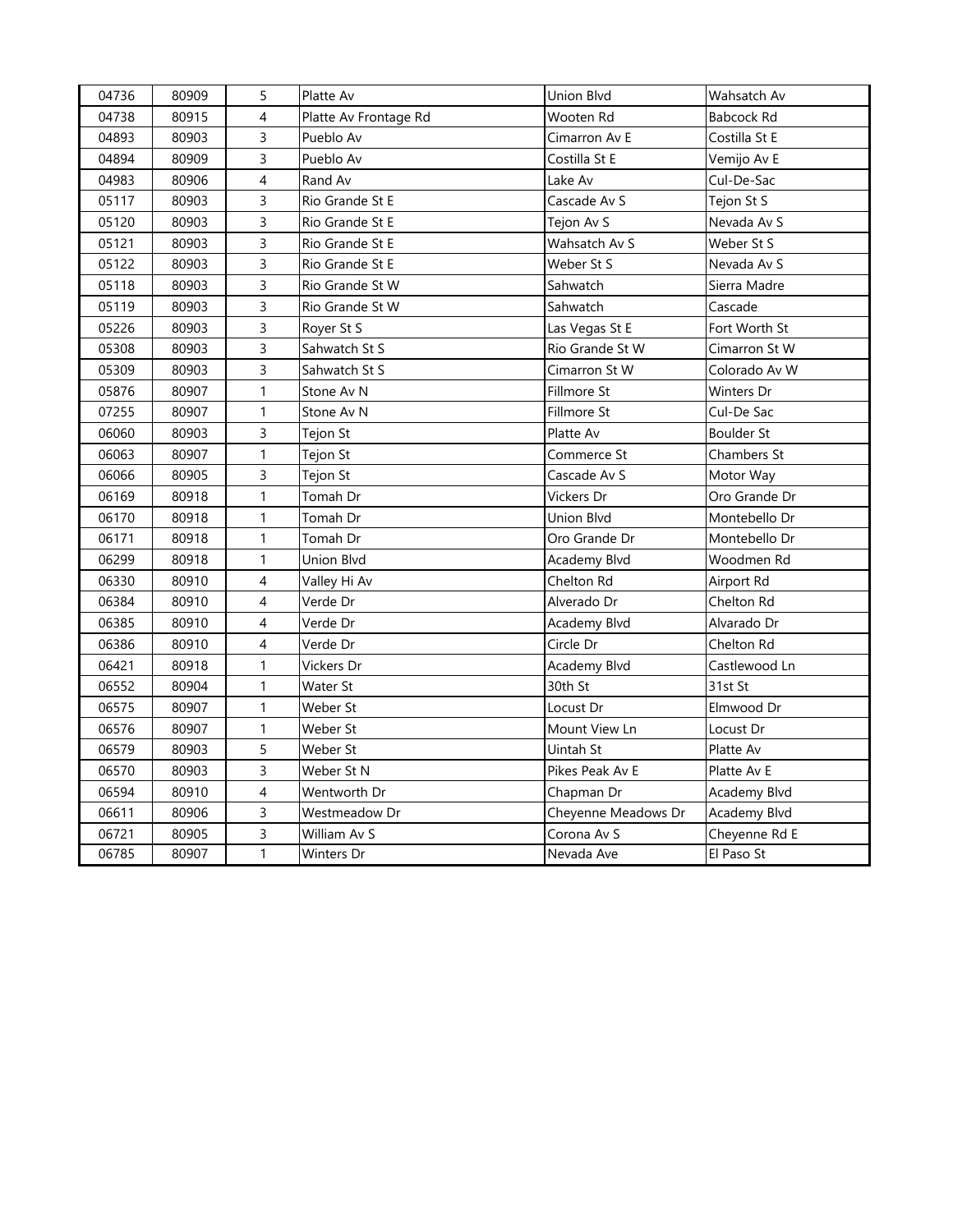| | | | | | |
|---|---|---|---|---|---|
| 04736 | 80909 | 5 | Platte Av | Union Blvd | Wahsatch Av |
| 04738 | 80915 | 4 | Platte Av Frontage Rd | Wooten Rd | Babcock Rd |
| 04893 | 80903 | 3 | Pueblo Av | Cimarron Av E | Costilla St E |
| 04894 | 80909 | 3 | Pueblo Av | Costilla St E | Vemijo Av E |
| 04983 | 80906 | 4 | Rand Av | Lake Av | Cul-De-Sac |
| 05117 | 80903 | 3 | Rio Grande St E | Cascade Av S | Tejon St S |
| 05120 | 80903 | 3 | Rio Grande St E | Tejon Av S | Nevada Av S |
| 05121 | 80903 | 3 | Rio Grande St E | Wahsatch Av S | Weber St S |
| 05122 | 80903 | 3 | Rio Grande St E | Weber St S | Nevada Av S |
| 05118 | 80903 | 3 | Rio Grande St W | Sahwatch | Sierra Madre |
| 05119 | 80903 | 3 | Rio Grande St W | Sahwatch | Cascade |
| 05226 | 80903 | 3 | Royer St S | Las Vegas St E | Fort Worth St |
| 05308 | 80903 | 3 | Sahwatch St S | Rio Grande St W | Cimarron St W |
| 05309 | 80903 | 3 | Sahwatch St S | Cimarron St W | Colorado Av W |
| 05876 | 80907 | 1 | Stone Av N | Fillmore St | Winters Dr |
| 07255 | 80907 | 1 | Stone Av N | Fillmore St | Cul-De Sac |
| 06060 | 80903 | 3 | Tejon St | Platte Av | Boulder St |
| 06063 | 80907 | 1 | Tejon St | Commerce St | Chambers St |
| 06066 | 80905 | 3 | Tejon St | Cascade Av S | Motor Way |
| 06169 | 80918 | 1 | Tomah Dr | Vickers Dr | Oro Grande Dr |
| 06170 | 80918 | 1 | Tomah Dr | Union Blvd | Montebello Dr |
| 06171 | 80918 | 1 | Tomah Dr | Oro Grande Dr | Montebello Dr |
| 06299 | 80918 | 1 | Union Blvd | Academy Blvd | Woodmen Rd |
| 06330 | 80910 | 4 | Valley Hi Av | Chelton Rd | Airport Rd |
| 06384 | 80910 | 4 | Verde Dr | Alverado Dr | Chelton Rd |
| 06385 | 80910 | 4 | Verde Dr | Academy Blvd | Alvarado Dr |
| 06386 | 80910 | 4 | Verde Dr | Circle Dr | Chelton Rd |
| 06421 | 80918 | 1 | Vickers Dr | Academy Blvd | Castlewood Ln |
| 06552 | 80904 | 1 | Water St | 30th St | 31st St |
| 06575 | 80907 | 1 | Weber St | Locust Dr | Elmwood Dr |
| 06576 | 80907 | 1 | Weber St | Mount View Ln | Locust Dr |
| 06579 | 80903 | 5 | Weber St | Uintah St | Platte Av |
| 06570 | 80903 | 3 | Weber St N | Pikes Peak Av E | Platte Av E |
| 06594 | 80910 | 4 | Wentworth Dr | Chapman Dr | Academy Blvd |
| 06611 | 80906 | 3 | Westmeadow Dr | Cheyenne Meadows Dr | Academy Blvd |
| 06721 | 80905 | 3 | William Av S | Corona Av S | Cheyenne Rd E |
| 06785 | 80907 | 1 | Winters Dr | Nevada Ave | El Paso St |